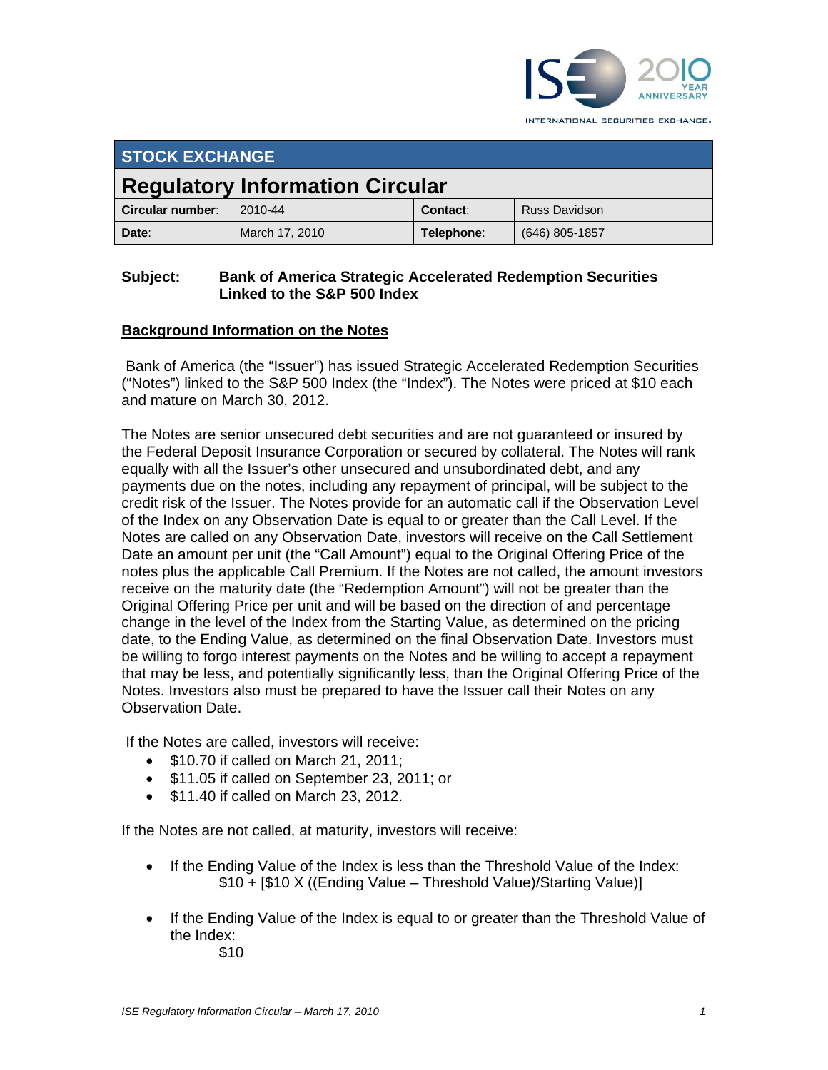INTERNATIONAL SECURITIES EXCHANGE.

## STOCK EXCHANGE

# Regulatory Information Circular

| Circular number: | 2010-44 | Contact: | Russ Davidson |
|---|---|---|---|
| Date: | March 17, 2010 | Telephone: | (646) 805-1857 |

**Subject: Bank of America Strategic Accelerated Redemption Securities Linked to the S&P 500 Index**

**Background Information on the Notes**

Bank of America (the "Issuer") has issued Strategic Accelerated Redemption Securities ("Notes") linked to the S&P 500 Index (the "Index"). The Notes were priced at $10 each and mature on March 30, 2012.

The Notes are senior unsecured debt securities and are not guaranteed or insured by the Federal Deposit Insurance Corporation or secured by collateral. The Notes will rank equally with all the Issuer's other unsecured and unsubordinated debt, and any payments due on the notes, including any repayment of principal, will be subject to the credit risk of the Issuer. The Notes provide for an automatic call if the Observation Level of the Index on any Observation Date is equal to or greater than the Call Level. If the Notes are called on any Observation Date, investors will receive on the Call Settlement Date an amount per unit (the "Call Amount") equal to the Original Offering Price of the notes plus the applicable Call Premium. If the Notes are not called, the amount investors receive on the maturity date (the "Redemption Amount") will not be greater than the Original Offering Price per unit and will be based on the direction of and percentage change in the level of the Index from the Starting Value, as determined on the pricing date, to the Ending Value, as determined on the final Observation Date. Investors must be willing to forgo interest payments on the Notes and be willing to accept a repayment that may be less, and potentially significantly less, than the Original Offering Price of the Notes. Investors also must be prepared to have the Issuer call their Notes on any Observation Date.

If the Notes are called, investors will receive:

- $10.70 if called on March 21, 2011;
- $11.05 if called on September 23, 2011; or
- $11.40 if called on March 23, 2012.

If the Notes are not called, at maturity, investors will receive:

- If the Ending Value of the Index is less than the Threshold Value of the Index:
  $10 + [$10 X ((Ending Value – Threshold Value)/Starting Value)]

- If the Ending Value of the Index is equal to or greater than the Threshold Value of the Index:
  $10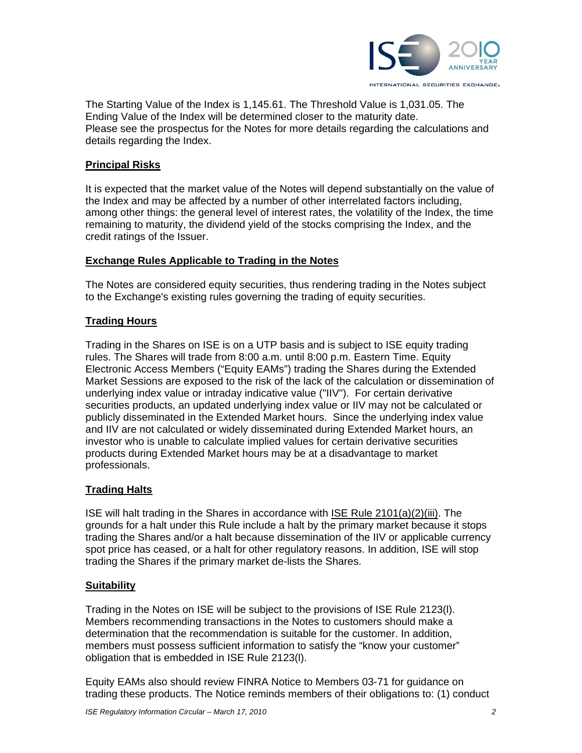The Starting Value of the Index is 1,145.61. The Threshold Value is 1,031.05. The Ending Value of the Index will be determined closer to the maturity date.
Please see the prospectus for the Notes for more details regarding the calculations and details regarding the Index.

**Principal Risks**

It is expected that the market value of the Notes will depend substantially on the value of the Index and may be affected by a number of other interrelated factors including, among other things: the general level of interest rates, the volatility of the Index, the time remaining to maturity, the dividend yield of the stocks comprising the Index, and the credit ratings of the Issuer.

**Exchange Rules Applicable to Trading in the Notes**

The Notes are considered equity securities, thus rendering trading in the Notes subject to the Exchange's existing rules governing the trading of equity securities.

**Trading Hours**

Trading in the Shares on ISE is on a UTP basis and is subject to ISE equity trading rules. The Shares will trade from 8:00 a.m. until 8:00 p.m. Eastern Time. Equity Electronic Access Members ("Equity EAMs") trading the Shares during the Extended Market Sessions are exposed to the risk of the lack of the calculation or dissemination of underlying index value or intraday indicative value ("IIV"). For certain derivative securities products, an updated underlying index value or IIV may not be calculated or publicly disseminated in the Extended Market hours. Since the underlying index value and IIV are not calculated or widely disseminated during Extended Market hours, an investor who is unable to calculate implied values for certain derivative securities products during Extended Market hours may be at a disadvantage to market professionals.

**Trading Halts**

ISE will halt trading in the Shares in accordance with ISE Rule 2101(a)(2)(iii). The grounds for a halt under this Rule include a halt by the primary market because it stops trading the Shares and/or a halt because dissemination of the IIV or applicable currency spot price has ceased, or a halt for other regulatory reasons. In addition, ISE will stop trading the Shares if the primary market de-lists the Shares.

**Suitability**

Trading in the Notes on ISE will be subject to the provisions of ISE Rule 2123(l). Members recommending transactions in the Notes to customers should make a determination that the recommendation is suitable for the customer. In addition, members must possess sufficient information to satisfy the "know your customer" obligation that is embedded in ISE Rule 2123(l).

Equity EAMs also should review FINRA Notice to Members 03-71 for guidance on trading these products. The Notice reminds members of their obligations to: (1) conduct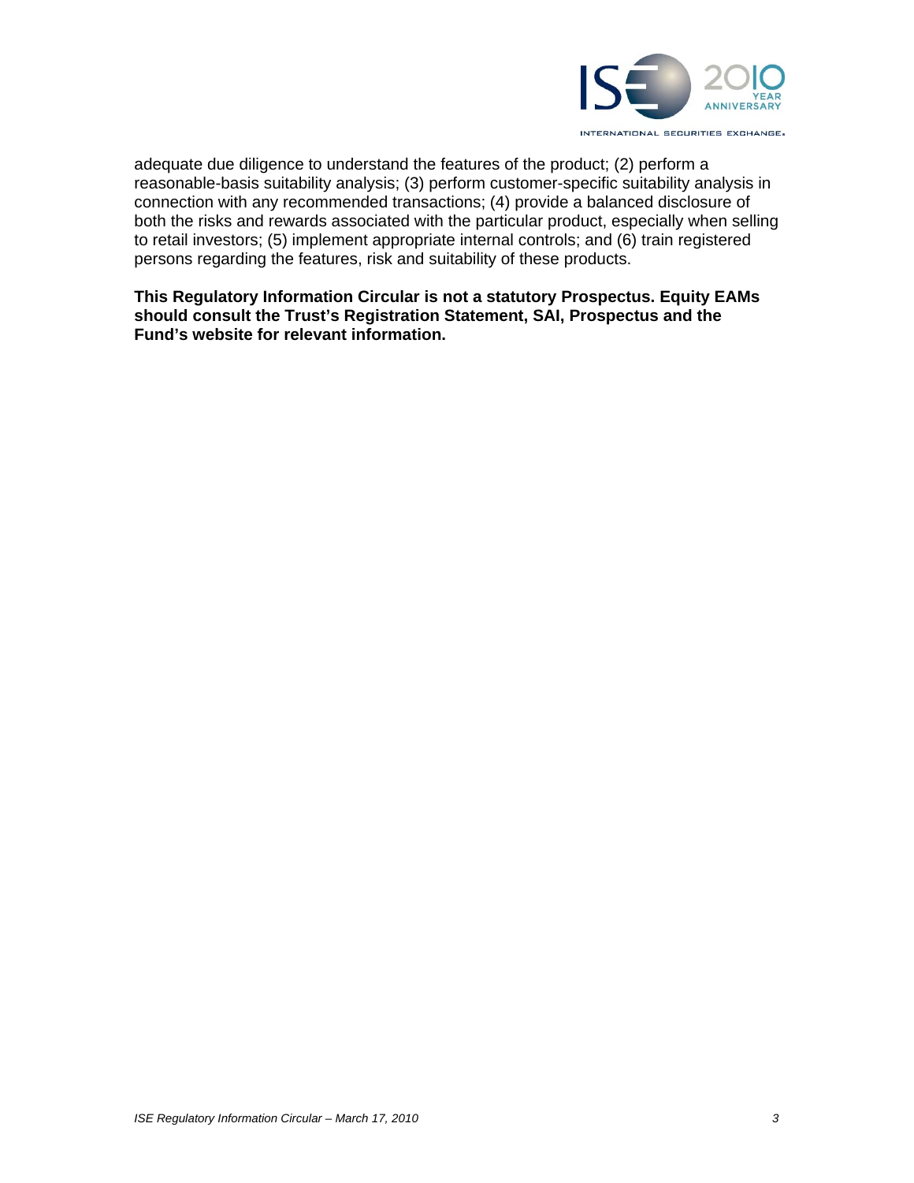adequate due diligence to understand the features of the product; (2) perform a reasonable-basis suitability analysis; (3) perform customer-specific suitability analysis in connection with any recommended transactions; (4) provide a balanced disclosure of both the risks and rewards associated with the particular product, especially when selling to retail investors; (5) implement appropriate internal controls; and (6) train registered persons regarding the features, risk and suitability of these products.

**This Regulatory Information Circular is not a statutory Prospectus. Equity EAMs should consult the Trust's Registration Statement, SAI, Prospectus and the Fund's website for relevant information.**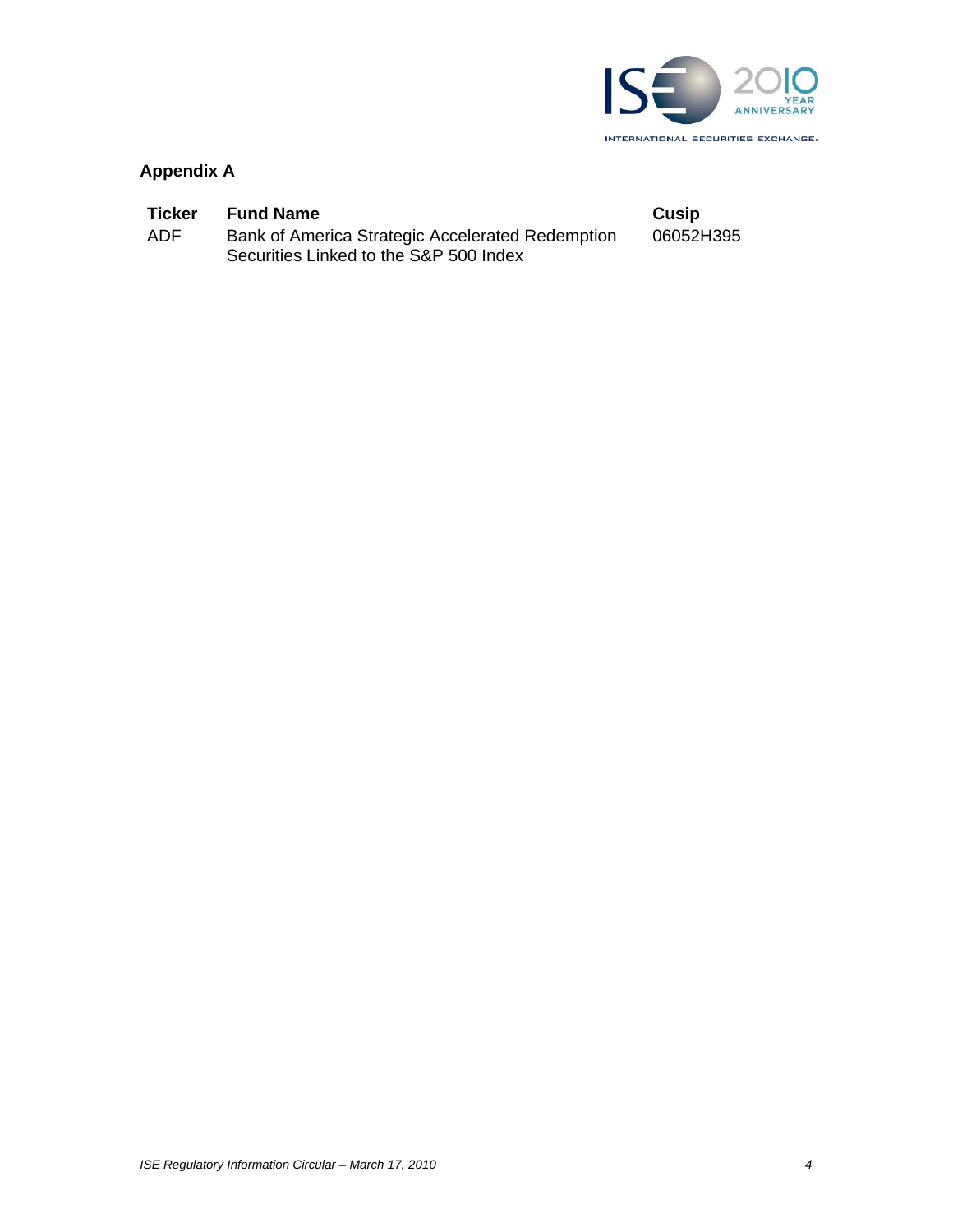**Appendix A**

| Ticker | Fund Name | Cusip |
| --- | --- | --- |
| ADF | Bank of America Strategic Accelerated Redemption Securities Linked to the S&P 500 Index | 06052H395 |